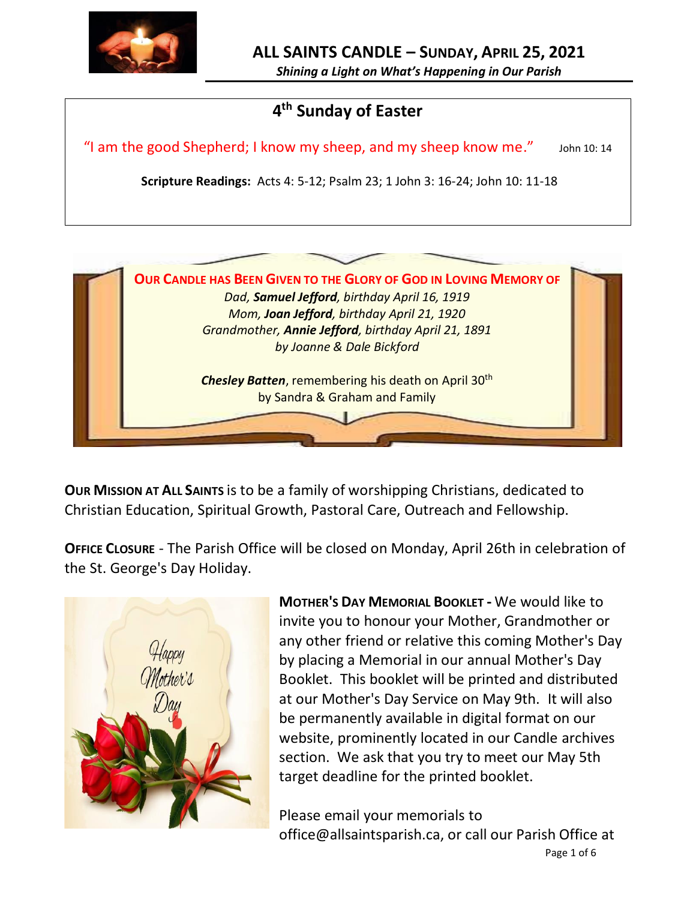# ALL SAINTS CANDLE – SUNDAY, APRIL 25, 2021

*Shining a Light on What's Happening in Our Parish*

## 4th Sunday of Easter

"I am the good Shepherd; I know my sheep, and my sheep know me." John 10: 14

**Scripture Readings:** Acts 4: 5-12; Psalm 23; 1 John 3: 16-24; John 10: 11-18

**OUR CANDLE HAS BEEN GIVEN TO THE GLORY OF GOD IN LOVING MEMORY OF**

*Dad, **Samuel Jefford**, birthday April 16, 1919*
*Mom, **Joan Jefford**, birthday April 21, 1920*
*Grandmother, **Annie Jefford**, birthday April 21, 1891*
*by Joanne & Dale Bickford*

***Chesley Batten***, remembering his death on April 30th
by Sandra & Graham and Family

**OUR MISSION AT ALL SAINTS** is to be a family of worshipping Christians, dedicated to Christian Education, Spiritual Growth, Pastoral Care, Outreach and Fellowship.

**OFFICE CLOSURE** - The Parish Office will be closed on Monday, April 26th in celebration of the St. George's Day Holiday.

**MOTHER'S DAY MEMORIAL BOOKLET -** We would like to invite you to honour your Mother, Grandmother or any other friend or relative this coming Mother's Day by placing a Memorial in our annual Mother's Day Booklet. This booklet will be printed and distributed at our Mother's Day Service on May 9th. It will also be permanently available in digital format on our website, prominently located in our Candle archives section. We ask that you try to meet our May 5th target deadline for the printed booklet.

Please email your memorials to office@allsaintsparish.ca, or call our Parish Office at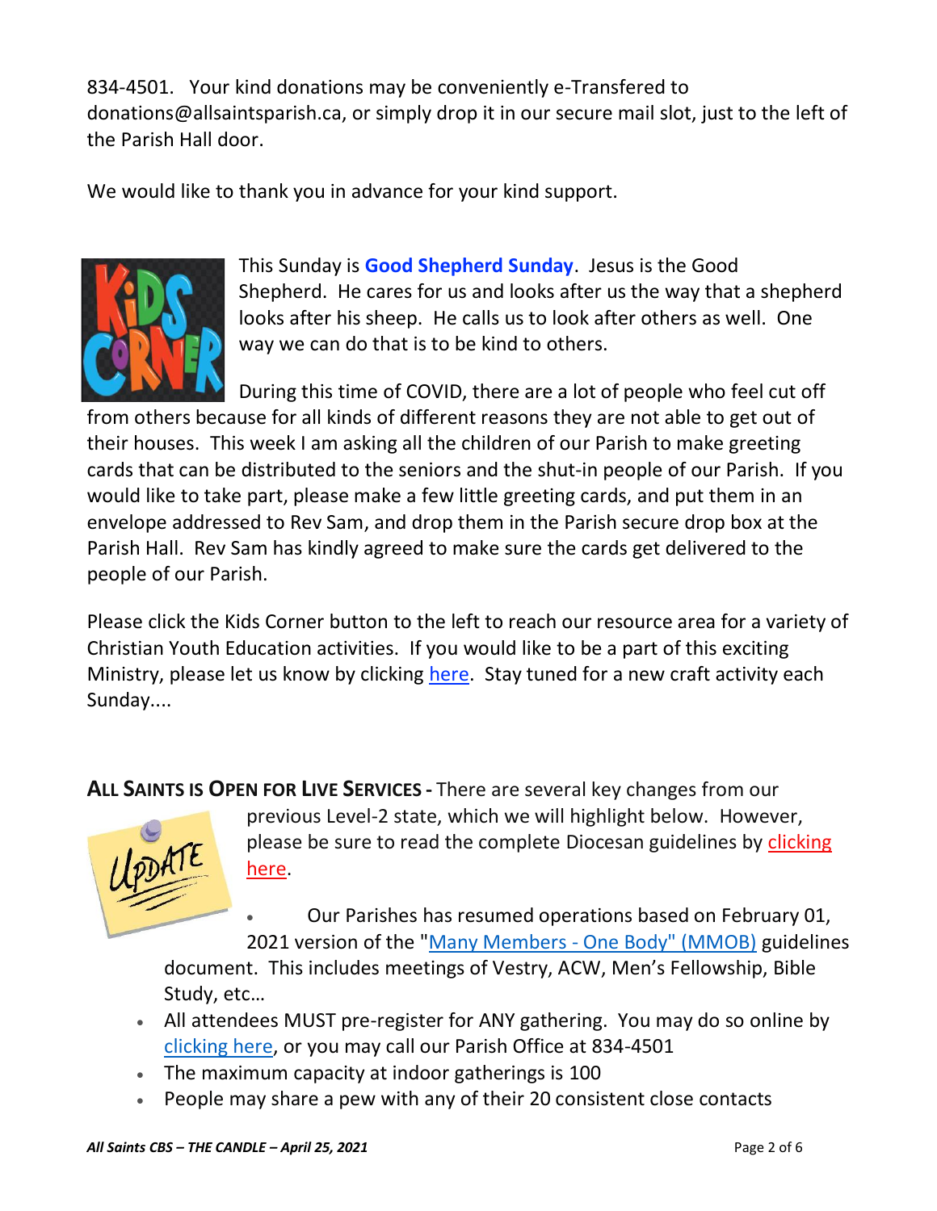834-4501. Your kind donations may be conveniently e-Transfered to donations@allsaintsparish.ca, or simply drop it in our secure mail slot, just to the left of the Parish Hall door.

We would like to thank you in advance for your kind support.

This Sunday is **Good Shepherd Sunday**. Jesus is the Good Shepherd. He cares for us and looks after us the way that a shepherd looks after his sheep. He calls us to look after others as well. One way we can do that is to be kind to others.

During this time of COVID, there are a lot of people who feel cut off from others because for all kinds of different reasons they are not able to get out of their houses. This week I am asking all the children of our Parish to make greeting cards that can be distributed to the seniors and the shut-in people of our Parish. If you would like to take part, please make a few little greeting cards, and put them in an envelope addressed to Rev Sam, and drop them in the Parish secure drop box at the Parish Hall. Rev Sam has kindly agreed to make sure the cards get delivered to the people of our Parish.

Please click the Kids Corner button to the left to reach our resource area for a variety of Christian Youth Education activities. If you would like to be a part of this exciting Ministry, please let us know by clicking here. Stay tuned for a new craft activity each Sunday....

**ALL SAINTS IS OPEN FOR LIVE SERVICES -** There are several key changes from our previous Level-2 state, which we will highlight below. However, please be sure to read the complete Diocesan guidelines by clicking here.

- Our Parishes has resumed operations based on February 01, 2021 version of the "Many Members - One Body" (MMOB) guidelines document. This includes meetings of Vestry, ACW, Men's Fellowship, Bible Study, etc…
- All attendees MUST pre-register for ANY gathering. You may do so online by clicking here, or you may call our Parish Office at 834-4501
- The maximum capacity at indoor gatherings is 100
- People may share a pew with any of their 20 consistent close contacts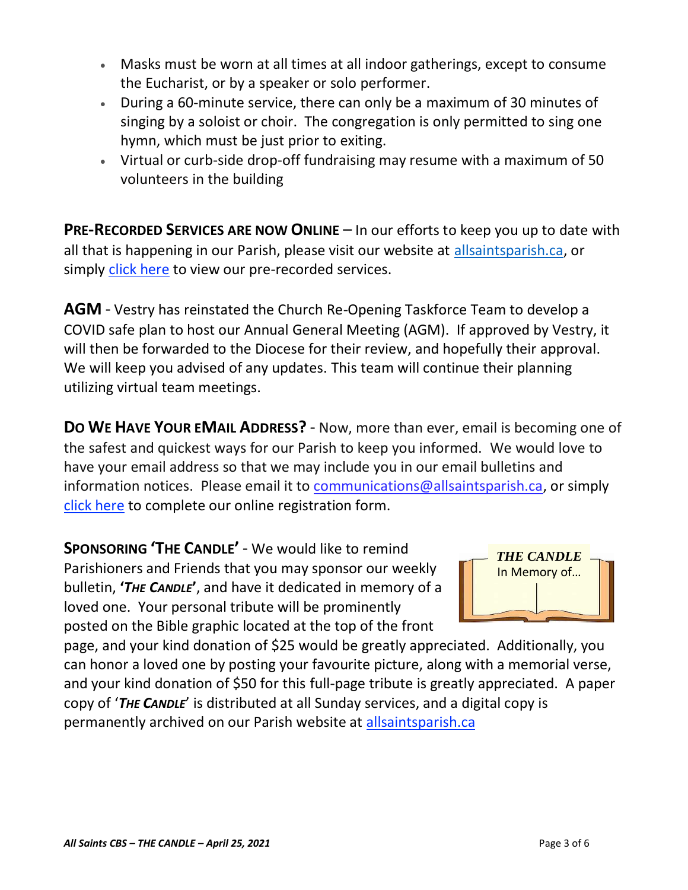- Masks must be worn at all times at all indoor gatherings, except to consume the Eucharist, or by a speaker or solo performer.
- During a 60-minute service, there can only be a maximum of 30 minutes of singing by a soloist or choir. The congregation is only permitted to sing one hymn, which must be just prior to exiting.
- Virtual or curb-side drop-off fundraising may resume with a maximum of 50 volunteers in the building

**PRE-RECORDED SERVICES ARE NOW ONLINE** – In our efforts to keep you up to date with all that is happening in our Parish, please visit our website at allsaintsparish.ca, or simply click here to view our pre-recorded services.

**AGM** - Vestry has reinstated the Church Re-Opening Taskforce Team to develop a COVID safe plan to host our Annual General Meeting (AGM). If approved by Vestry, it will then be forwarded to the Diocese for their review, and hopefully their approval. We will keep you advised of any updates. This team will continue their planning utilizing virtual team meetings.

**DO WE HAVE YOUR EMAIL ADDRESS?** - Now, more than ever, email is becoming one of the safest and quickest ways for our Parish to keep you informed. We would love to have your email address so that we may include you in our email bulletins and information notices. Please email it to communications@allsaintsparish.ca, or simply click here to complete our online registration form.

**SPONSORING 'THE CANDLE'** - We would like to remind Parishioners and Friends that you may sponsor our weekly bulletin, **'*THE CANDLE*'**, and have it dedicated in memory of a loved one. Your personal tribute will be prominently posted on the Bible graphic located at the top of the front page, and your kind donation of $25 would be greatly appreciated. Additionally, you can honor a loved one by posting your favourite picture, along with a memorial verse, and your kind donation of $50 for this full-page tribute is greatly appreciated. A paper copy of '***THE CANDLE***' is distributed at all Sunday services, and a digital copy is permanently archived on our Parish website at allsaintsparish.ca

***THE CANDLE***
In Memory of…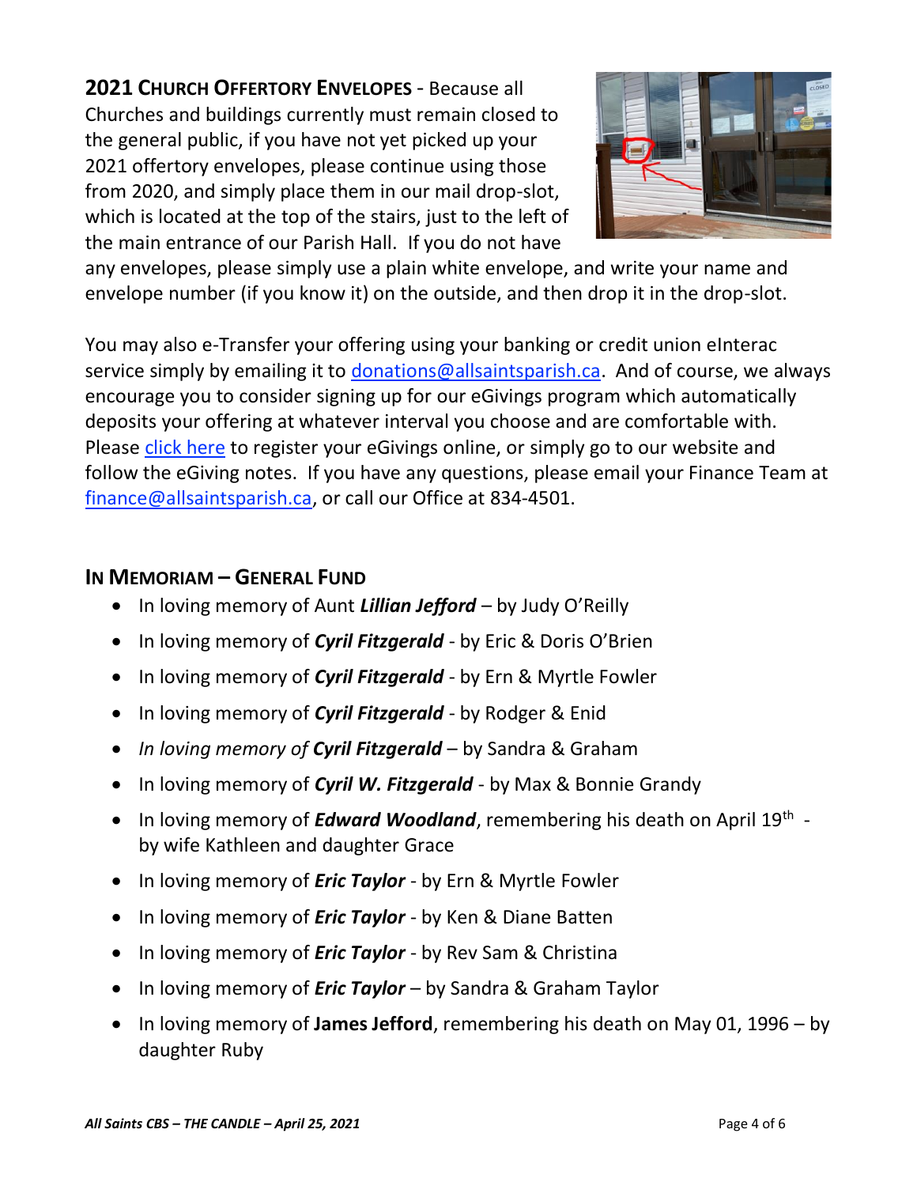**2021 CHURCH OFFERTORY ENVELOPES** - Because all Churches and buildings currently must remain closed to the general public, if you have not yet picked up your 2021 offertory envelopes, please continue using those from 2020, and simply place them in our mail drop-slot, which is located at the top of the stairs, just to the left of the main entrance of our Parish Hall. If you do not have any envelopes, please simply use a plain white envelope, and write your name and envelope number (if you know it) on the outside, and then drop it in the drop-slot.

You may also e-Transfer your offering using your banking or credit union eInterac service simply by emailing it to donations@allsaintsparish.ca. And of course, we always encourage you to consider signing up for our eGivings program which automatically deposits your offering at whatever interval you choose and are comfortable with. Please click here to register your eGivings online, or simply go to our website and follow the eGiving notes. If you have any questions, please email your Finance Team at finance@allsaintsparish.ca, or call our Office at 834-4501.

## IN MEMORIAM – GENERAL FUND

- In loving memory of Aunt ***Lillian Jefford*** – by Judy O'Reilly
- In loving memory of ***Cyril Fitzgerald*** - by Eric & Doris O'Brien
- In loving memory of ***Cyril Fitzgerald*** - by Ern & Myrtle Fowler
- In loving memory of ***Cyril Fitzgerald*** - by Rodger & Enid
- *In loving memory of* ***Cyril Fitzgerald*** – by Sandra & Graham
- In loving memory of ***Cyril W. Fitzgerald*** - by Max & Bonnie Grandy
- In loving memory of ***Edward Woodland***, remembering his death on April 19th - by wife Kathleen and daughter Grace
- In loving memory of ***Eric Taylor*** - by Ern & Myrtle Fowler
- In loving memory of ***Eric Taylor*** - by Ken & Diane Batten
- In loving memory of ***Eric Taylor*** - by Rev Sam & Christina
- In loving memory of ***Eric Taylor*** – by Sandra & Graham Taylor
- In loving memory of **James Jefford**, remembering his death on May 01, 1996 – by daughter Ruby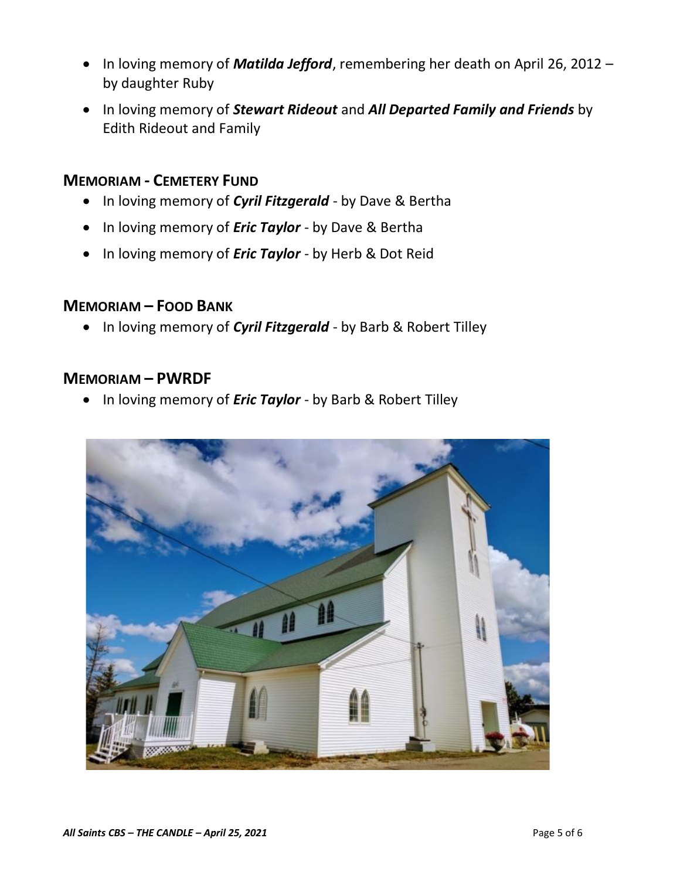- In loving memory of ***Matilda Jefford***, remembering her death on April 26, 2012 – by daughter Ruby
- In loving memory of ***Stewart Rideout*** and ***All Departed Family and Friends*** by Edith Rideout and Family

## MEMORIAM - CEMETERY FUND

- In loving memory of ***Cyril Fitzgerald*** - by Dave & Bertha
- In loving memory of ***Eric Taylor*** - by Dave & Bertha
- In loving memory of ***Eric Taylor*** - by Herb & Dot Reid

## MEMORIAM – FOOD BANK

- In loving memory of ***Cyril Fitzgerald*** - by Barb & Robert Tilley

## MEMORIAM – PWRDF

- In loving memory of ***Eric Taylor*** - by Barb & Robert Tilley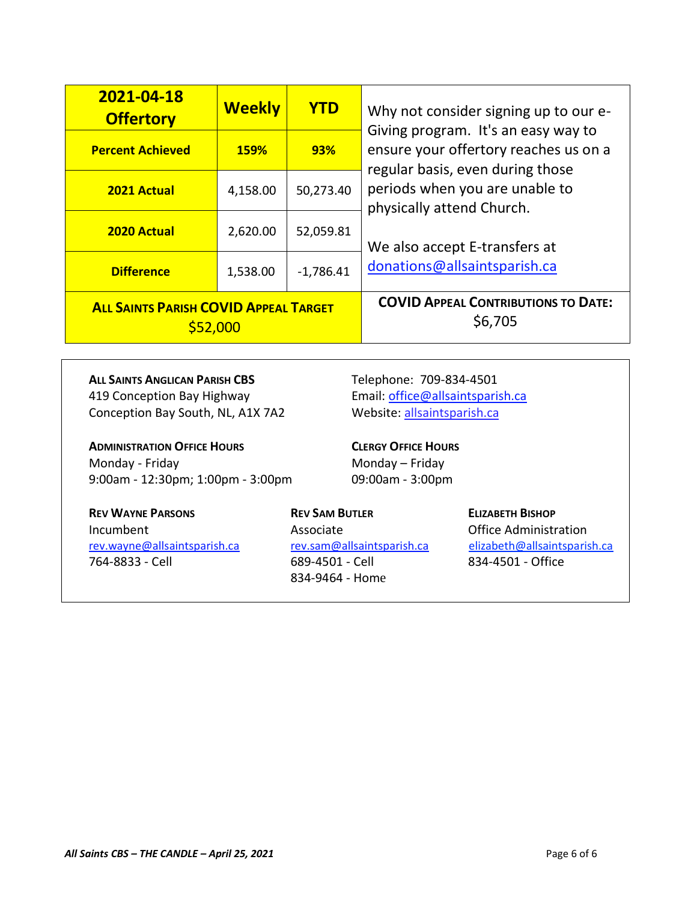| 2021-04-18 Offertory | Weekly | YTD |
|---|---|---|
| **Percent Achieved** | **159%** | **93%** |
| **2021 Actual** | 4,158.00 | 50,273.40 |
| **2020 Actual** | 2,620.00 | 52,059.81 |
| **Difference** | 1,538.00 | -1,786.41 |

Why not consider signing up to our e-Giving program. It's an easy way to ensure your offertory reaches us on a regular basis, even during those periods when you are unable to physically attend Church.

We also accept E-transfers at donations@allsaintsparish.ca

**ALL SAINTS PARISH COVID APPEAL TARGET**
$52,000

**COVID APPEAL CONTRIBUTIONS TO DATE:**
$6,705

---

**ALL SAINTS ANGLICAN PARISH CBS**
419 Conception Bay Highway
Conception Bay South, NL, A1X 7A2

Telephone: 709-834-4501
Email: office@allsaintsparish.ca
Website: allsaintsparish.ca

**ADMINISTRATION OFFICE HOURS**
Monday - Friday
9:00am - 12:30pm; 1:00pm - 3:00pm

**CLERGY OFFICE HOURS**
Monday – Friday
09:00am - 3:00pm

**REV WAYNE PARSONS**
Incumbent
rev.wayne@allsaintsparish.ca
764-8833 - Cell

**REV SAM BUTLER**
Associate
rev.sam@allsaintsparish.ca
689-4501 - Cell
834-9464 - Home

**ELIZABETH BISHOP**
Office Administration
elizabeth@allsaintsparish.ca
834-4501 - Office